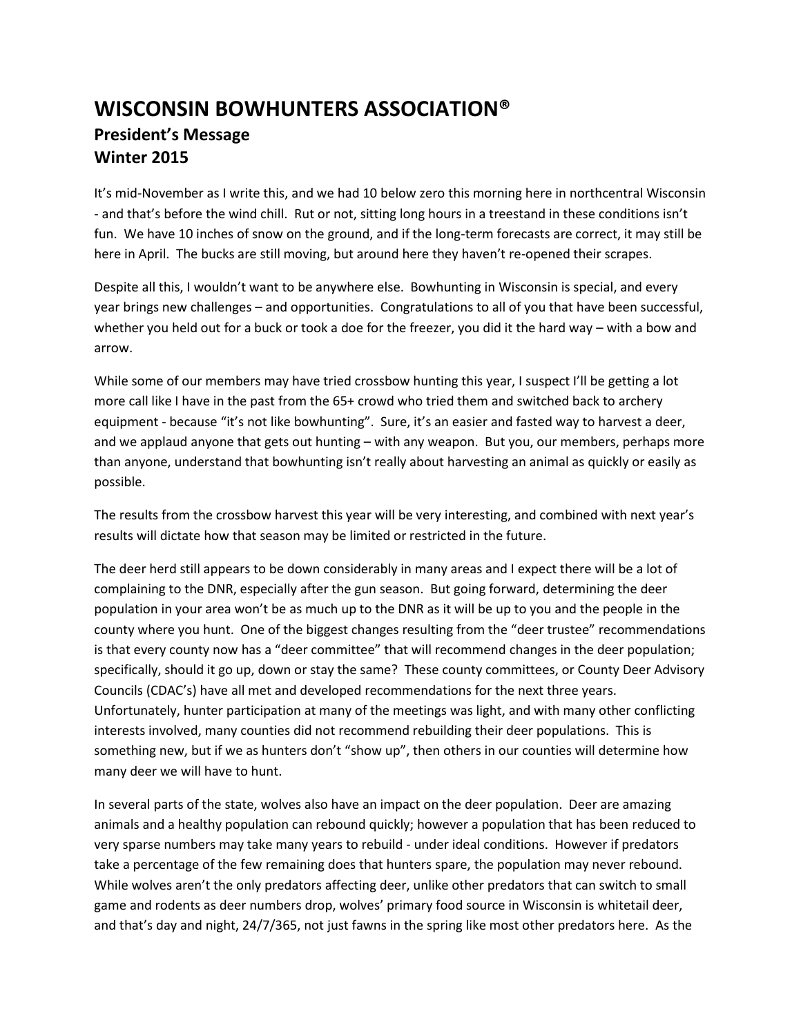# WISCONSIN BOWHUNTERS ASSOCIATION®

## President's Message

## Winter 2015

It's mid-November as I write this, and we had 10 below zero this morning here in northcentral Wisconsin - and that's before the wind chill. Rut or not, sitting long hours in a treestand in these conditions isn't fun. We have 10 inches of snow on the ground, and if the long-term forecasts are correct, it may still be here in April. The bucks are still moving, but around here they haven't re-opened their scrapes.

Despite all this, I wouldn't want to be anywhere else. Bowhunting in Wisconsin is special, and every year brings new challenges – and opportunities. Congratulations to all of you that have been successful, whether you held out for a buck or took a doe for the freezer, you did it the hard way – with a bow and arrow.

While some of our members may have tried crossbow hunting this year, I suspect I'll be getting a lot more call like I have in the past from the 65+ crowd who tried them and switched back to archery equipment - because "it's not like bowhunting". Sure, it's an easier and fasted way to harvest a deer, and we applaud anyone that gets out hunting – with any weapon. But you, our members, perhaps more than anyone, understand that bowhunting isn't really about harvesting an animal as quickly or easily as possible.

The results from the crossbow harvest this year will be very interesting, and combined with next year's results will dictate how that season may be limited or restricted in the future.

The deer herd still appears to be down considerably in many areas and I expect there will be a lot of complaining to the DNR, especially after the gun season. But going forward, determining the deer population in your area won't be as much up to the DNR as it will be up to you and the people in the county where you hunt. One of the biggest changes resulting from the "deer trustee" recommendations is that every county now has a "deer committee" that will recommend changes in the deer population; specifically, should it go up, down or stay the same? These county committees, or County Deer Advisory Councils (CDAC's) have all met and developed recommendations for the next three years. Unfortunately, hunter participation at many of the meetings was light, and with many other conflicting interests involved, many counties did not recommend rebuilding their deer populations. This is something new, but if we as hunters don't "show up", then others in our counties will determine how many deer we will have to hunt.

In several parts of the state, wolves also have an impact on the deer population. Deer are amazing animals and a healthy population can rebound quickly; however a population that has been reduced to very sparse numbers may take many years to rebuild - under ideal conditions. However if predators take a percentage of the few remaining does that hunters spare, the population may never rebound. While wolves aren't the only predators affecting deer, unlike other predators that can switch to small game and rodents as deer numbers drop, wolves' primary food source in Wisconsin is whitetail deer, and that's day and night, 24/7/365, not just fawns in the spring like most other predators here. As the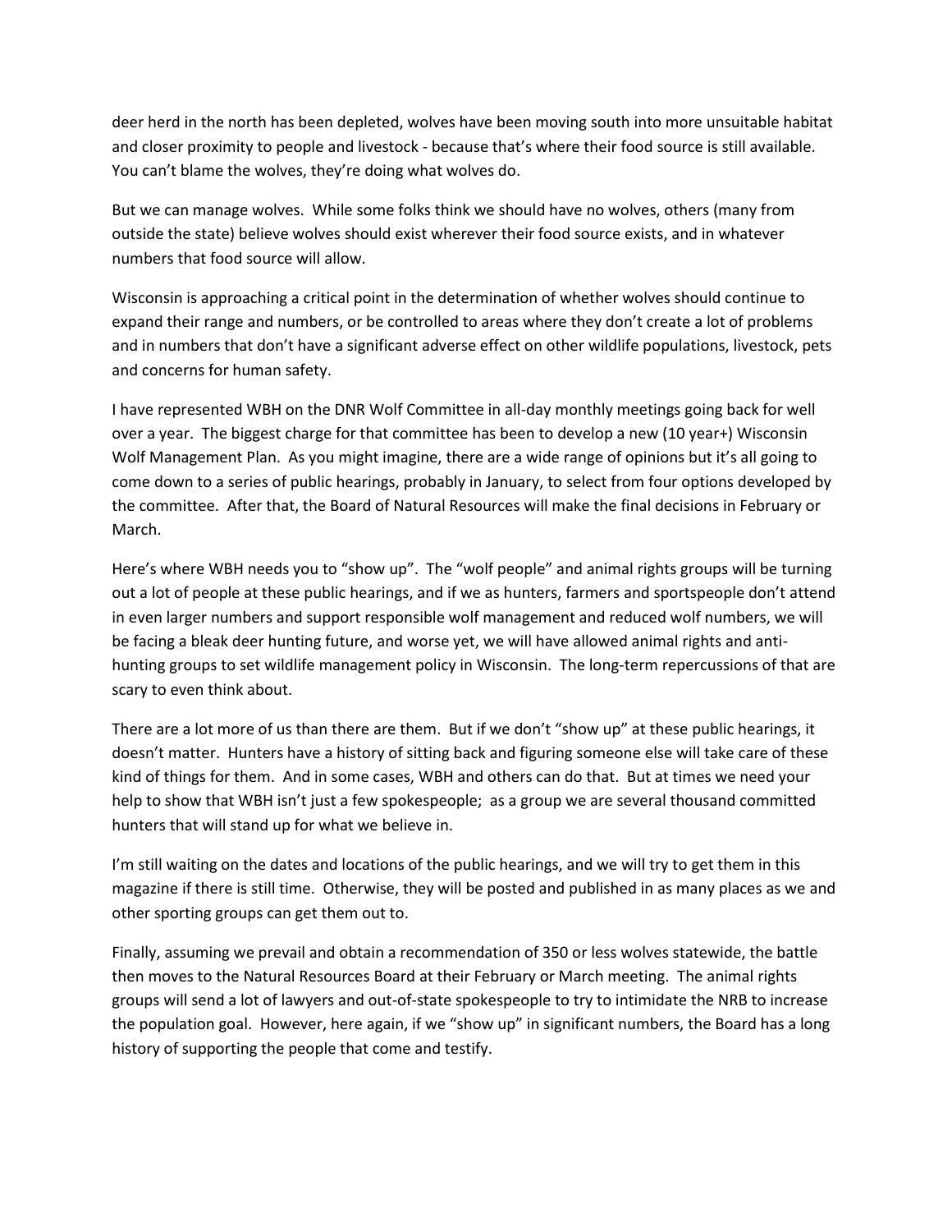deer herd in the north has been depleted, wolves have been moving south into more unsuitable habitat and closer proximity to people and livestock - because that's where their food source is still available. You can't blame the wolves, they're doing what wolves do.

But we can manage wolves. While some folks think we should have no wolves, others (many from outside the state) believe wolves should exist wherever their food source exists, and in whatever numbers that food source will allow.

Wisconsin is approaching a critical point in the determination of whether wolves should continue to expand their range and numbers, or be controlled to areas where they don't create a lot of problems and in numbers that don't have a significant adverse effect on other wildlife populations, livestock, pets and concerns for human safety.

I have represented WBH on the DNR Wolf Committee in all-day monthly meetings going back for well over a year. The biggest charge for that committee has been to develop a new (10 year+) Wisconsin Wolf Management Plan. As you might imagine, there are a wide range of opinions but it's all going to come down to a series of public hearings, probably in January, to select from four options developed by the committee. After that, the Board of Natural Resources will make the final decisions in February or March.

Here's where WBH needs you to "show up". The "wolf people" and animal rights groups will be turning out a lot of people at these public hearings, and if we as hunters, farmers and sportspeople don't attend in even larger numbers and support responsible wolf management and reduced wolf numbers, we will be facing a bleak deer hunting future, and worse yet, we will have allowed animal rights and anti-hunting groups to set wildlife management policy in Wisconsin. The long-term repercussions of that are scary to even think about.

There are a lot more of us than there are them. But if we don't "show up" at these public hearings, it doesn't matter. Hunters have a history of sitting back and figuring someone else will take care of these kind of things for them. And in some cases, WBH and others can do that. But at times we need your help to show that WBH isn't just a few spokespeople; as a group we are several thousand committed hunters that will stand up for what we believe in.

I'm still waiting on the dates and locations of the public hearings, and we will try to get them in this magazine if there is still time. Otherwise, they will be posted and published in as many places as we and other sporting groups can get them out to.

Finally, assuming we prevail and obtain a recommendation of 350 or less wolves statewide, the battle then moves to the Natural Resources Board at their February or March meeting. The animal rights groups will send a lot of lawyers and out-of-state spokespeople to try to intimidate the NRB to increase the population goal. However, here again, if we "show up" in significant numbers, the Board has a long history of supporting the people that come and testify.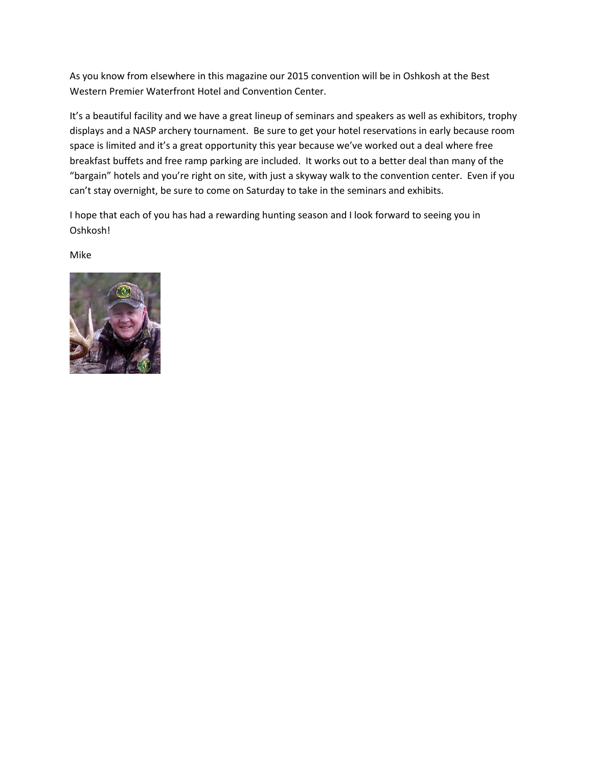As you know from elsewhere in this magazine our 2015 convention will be in Oshkosh at the Best Western Premier Waterfront Hotel and Convention Center.

It's a beautiful facility and we have a great lineup of seminars and speakers as well as exhibitors, trophy displays and a NASP archery tournament. Be sure to get your hotel reservations in early because room space is limited and it's a great opportunity this year because we've worked out a deal where free breakfast buffets and free ramp parking are included. It works out to a better deal than many of the "bargain" hotels and you're right on site, with just a skyway walk to the convention center. Even if you can't stay overnight, be sure to come on Saturday to take in the seminars and exhibits.

I hope that each of you has had a rewarding hunting season and I look forward to seeing you in Oshkosh!

Mike